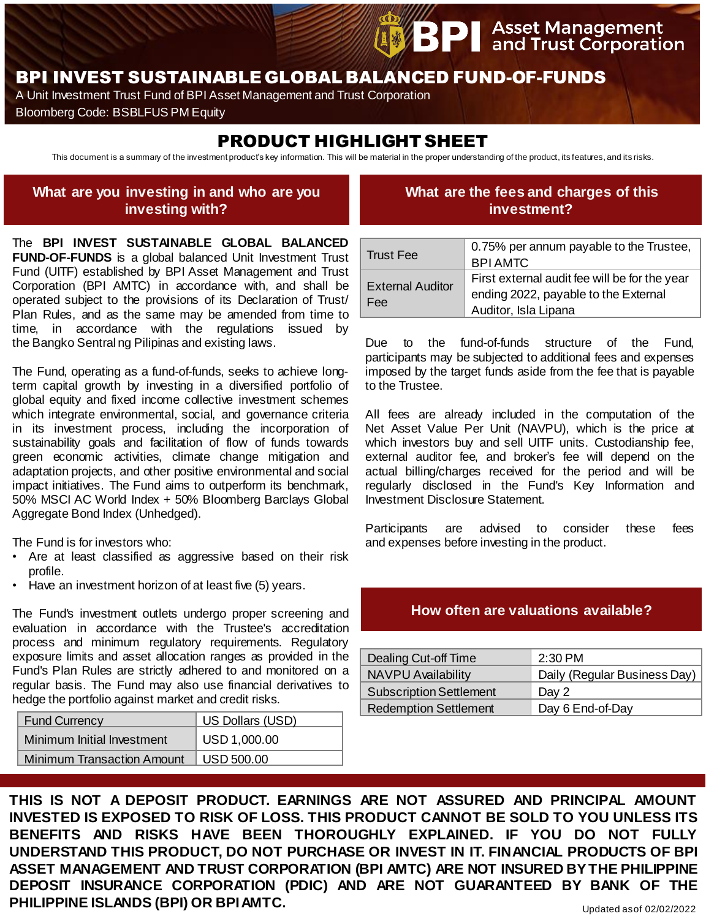# BPI INVEST SUSTAINABLE GLOBAL BALANCED FUND-OF-FUNDS

A Unit Investment Trust Fund of BPI Asset Management and Trust Corporation

Bloomberg Code: BSBLFUS PM Equity

## PRODUCT HIGHLIGHT SHEET

This document is a summary of the investment product's key information. This will be material in the proper understanding of the product, its features, and its risks.

### What are you investing in and who are you investing with?

The **BPI INVEST SUSTAINABLE GLOBAL BALANCED FUND-OF-FUNDS** is a global balanced Unit Investment Trust Fund (UITF) established by BPI Asset Management and Trust Corporation (BPI AMTC) in accordance with, and shall be operated subject to the provisions of its Declaration of Trust/ Plan Rules, and as the same may be amended from time to time, in accordance with the regulations issued by the Bangko Sentral ng Pilipinas and existing laws.

The Fund, operating as a fund-of-funds, seeks to achieve long-term capital growth by investing in a diversified portfolio of global equity and fixed income collective investment schemes which integrate environmental, social, and governance criteria in its investment process, including the incorporation of sustainability goals and facilitation of flow of funds towards green economic activities, climate change mitigation and adaptation projects, and other positive environmental and social impact initiatives. The Fund aims to outperform its benchmark, 50% MSCI AC World Index + 50% Bloomberg Barclays Global Aggregate Bond Index (Unhedged).

The Fund is for investors who:

- Are at least classified as aggressive based on their risk profile.
- Have an investment horizon of at least five (5) years.

The Fund's investment outlets undergo proper screening and evaluation in accordance with the Trustee's accreditation process and minimum regulatory requirements. Regulatory exposure limits and asset allocation ranges as provided in the Fund's Plan Rules are strictly adhered to and monitored on a regular basis. The Fund may also use financial derivatives to hedge the portfolio against market and credit risks.

| Fund Currency | US Dollars (USD) |
|---|---|
| Minimum Initial Investment | USD 1,000.00 |
| Minimum Transaction Amount | USD 500.00 |

### What are the fees and charges of this investment?

| Trust Fee | 0.75% per annum payable to the Trustee, BPI AMTC |
|---|---|
| External Auditor Fee | First external audit fee will be for the year ending 2022, payable to the External Auditor, Isla Lipana |

Due to the fund-of-funds structure of the Fund, participants may be subjected to additional fees and expenses imposed by the target funds aside from the fee that is payable to the Trustee.

All fees are already included in the computation of the Net Asset Value Per Unit (NAVPU), which is the price at which investors buy and sell UITF units. Custodianship fee, external auditor fee, and broker's fee will depend on the actual billing/charges received for the period and will be regularly disclosed in the Fund's Key Information and Investment Disclosure Statement.

Participants are advised to consider these fees and expenses before investing in the product.

### How often are valuations available?

| Dealing Cut-off Time | 2:30 PM |
|---|---|
| NAVPU Availability | Daily (Regular Business Day) |
| Subscription Settlement | Day 2 |
| Redemption Settlement | Day 6 End-of-Day |

**THIS IS NOT A DEPOSIT PRODUCT. EARNINGS ARE NOT ASSURED AND PRINCIPAL AMOUNT INVESTED IS EXPOSED TO RISK OF LOSS. THIS PRODUCT CANNOT BE SOLD TO YOU UNLESS ITS BENEFITS AND RISKS HAVE BEEN THOROUGHLY EXPLAINED. IF YOU DO NOT FULLY UNDERSTAND THIS PRODUCT, DO NOT PURCHASE OR INVEST IN IT. FINANCIAL PRODUCTS OF BPI ASSET MANAGEMENT AND TRUST CORPORATION (BPI AMTC) ARE NOT INSURED BY THE PHILIPPINE DEPOSIT INSURANCE CORPORATION (PDIC) AND ARE NOT GUARANTEED BY BANK OF THE PHILIPPINE ISLANDS (BPI) OR BPI AMTC.**

Updated as of 02/02/2022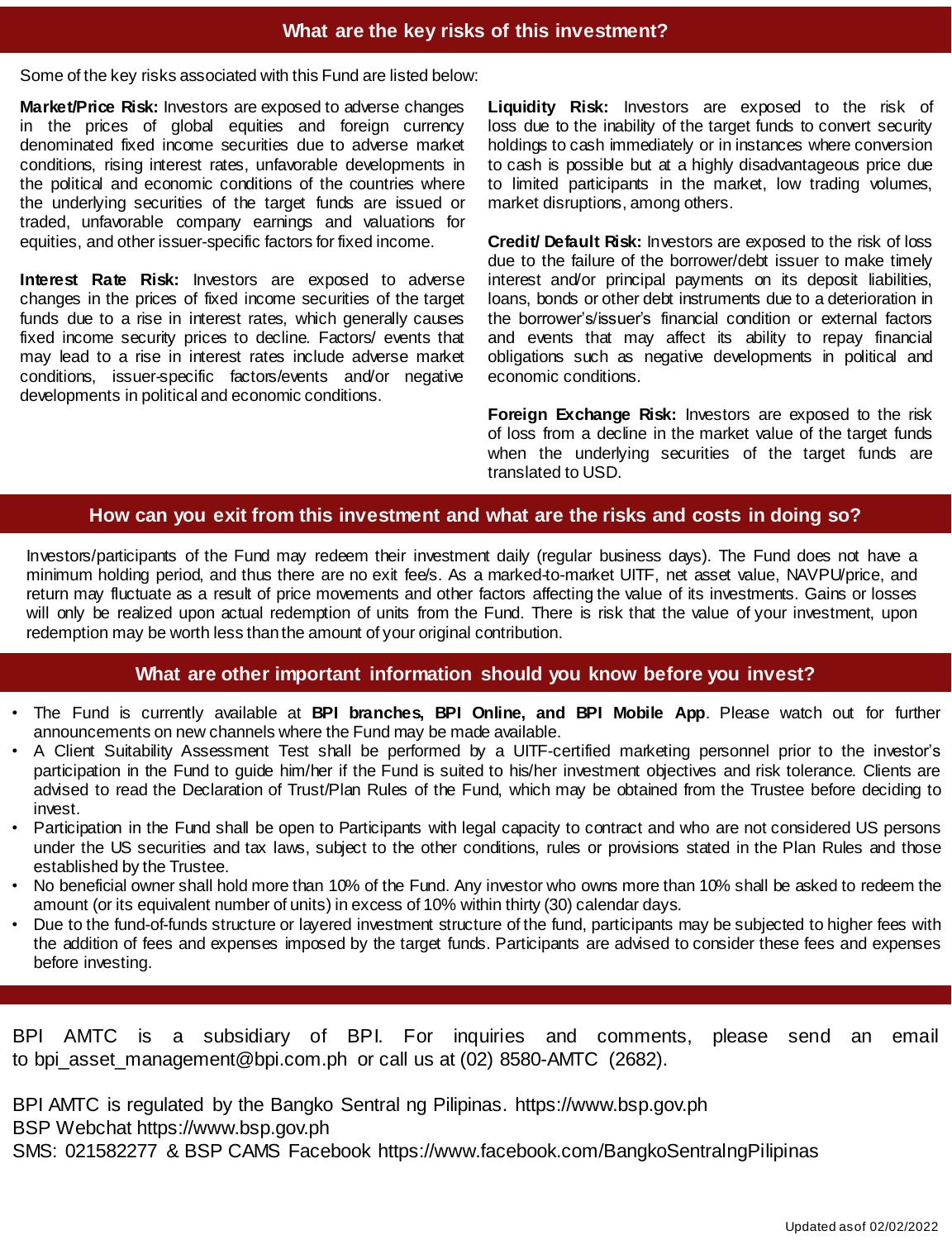## What are the key risks of this investment?

Some of the key risks associated with this Fund are listed below:

**Market/Price Risk:** Investors are exposed to adverse changes in the prices of global equities and foreign currency denominated fixed income securities due to adverse market conditions, rising interest rates, unfavorable developments in the political and economic conditions of the countries where the underlying securities of the target funds are issued or traded, unfavorable company earnings and valuations for equities, and other issuer-specific factors for fixed income.

**Interest Rate Risk:** Investors are exposed to adverse changes in the prices of fixed income securities of the target funds due to a rise in interest rates, which generally causes fixed income security prices to decline. Factors/ events that may lead to a rise in interest rates include adverse market conditions, issuer-specific factors/events and/or negative developments in political and economic conditions.

**Liquidity Risk:** Investors are exposed to the risk of loss due to the inability of the target funds to convert security holdings to cash immediately or in instances where conversion to cash is possible but at a highly disadvantageous price due to limited participants in the market, low trading volumes, market disruptions, among others.

**Credit/ Default Risk:** Investors are exposed to the risk of loss due to the failure of the borrower/debt issuer to make timely interest and/or principal payments on its deposit liabilities, loans, bonds or other debt instruments due to a deterioration in the borrower's/issuer's financial condition or external factors and events that may affect its ability to repay financial obligations such as negative developments in political and economic conditions.

**Foreign Exchange Risk:** Investors are exposed to the risk of loss from a decline in the market value of the target funds when the underlying securities of the target funds are translated to USD.

## How can you exit from this investment and what are the risks and costs in doing so?

Investors/participants of the Fund may redeem their investment daily (regular business days). The Fund does not have a minimum holding period, and thus there are no exit fee/s. As a marked-to-market UITF, net asset value, NAVPU/price, and return may fluctuate as a result of price movements and other factors affecting the value of its investments. Gains or losses will only be realized upon actual redemption of units from the Fund. There is risk that the value of your investment, upon redemption may be worth less than the amount of your original contribution.

## What are other important information should you know before you invest?

- The Fund is currently available at **BPI branches, BPI Online, and BPI Mobile App**. Please watch out for further announcements on new channels where the Fund may be made available.
- A Client Suitability Assessment Test shall be performed by a UITF-certified marketing personnel prior to the investor's participation in the Fund to guide him/her if the Fund is suited to his/her investment objectives and risk tolerance. Clients are advised to read the Declaration of Trust/Plan Rules of the Fund, which may be obtained from the Trustee before deciding to invest.
- Participation in the Fund shall be open to Participants with legal capacity to contract and who are not considered US persons under the US securities and tax laws, subject to the other conditions, rules or provisions stated in the Plan Rules and those established by the Trustee.
- No beneficial owner shall hold more than 10% of the Fund. Any investor who owns more than 10% shall be asked to redeem the amount (or its equivalent number of units) in excess of 10% within thirty (30) calendar days.
- Due to the fund-of-funds structure or layered investment structure of the fund, participants may be subjected to higher fees with the addition of fees and expenses imposed by the target funds. Participants are advised to consider these fees and expenses before investing.

BPI AMTC is a subsidiary of BPI. For inquiries and comments, please send an email to bpi_asset_management@bpi.com.ph or call us at (02) 8580-AMTC (2682).

BPI AMTC is regulated by the Bangko Sentral ng Pilipinas. https://www.bsp.gov.ph
BSP Webchat https://www.bsp.gov.ph
SMS: 021582277 & BSP CAMS Facebook https://www.facebook.com/BangkoSentralngPilipinas

Updated as of 02/02/2022